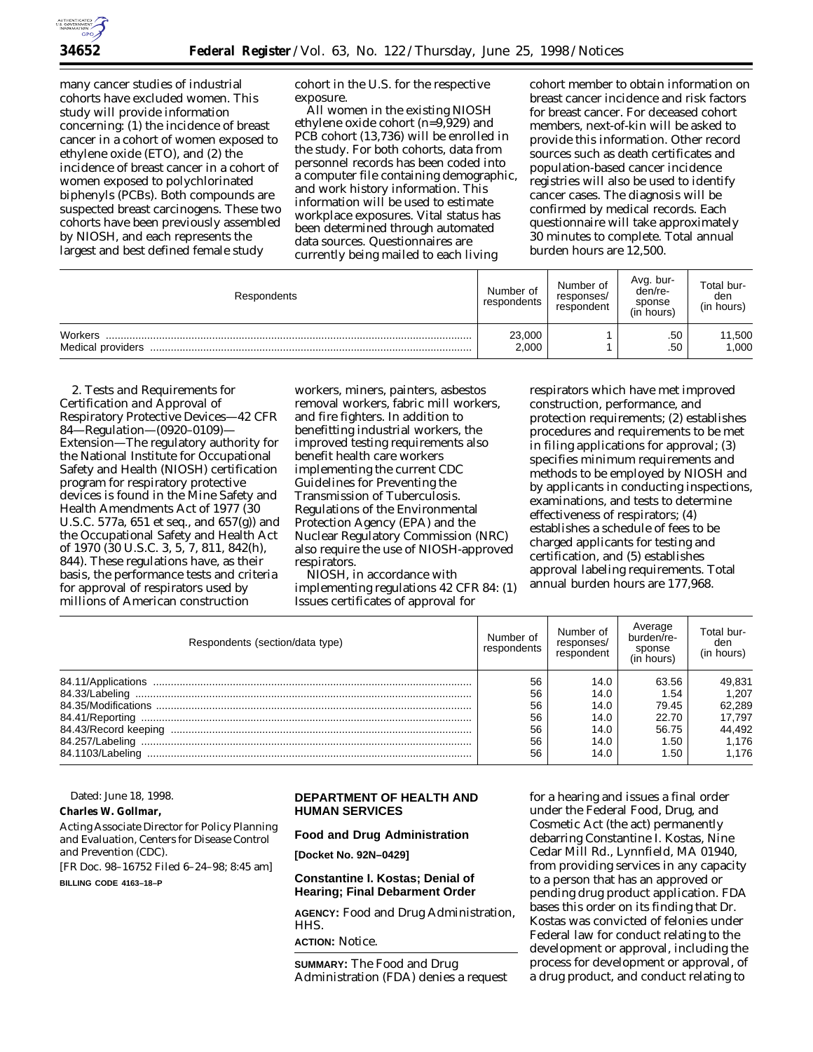many cancer studies of industrial cohorts have excluded women. This study will provide information concerning: (1) the incidence of breast cancer in a cohort of women exposed to ethylene oxide (ETO), and (2) the incidence of breast cancer in a cohort of women exposed to polychlorinated biphenyls (PCBs). Both compounds are suspected breast carcinogens. These two cohorts have been previously assembled by NIOSH, and each represents the largest and best defined female study cohort in the U.S. for the respective exposure.

All women in the existing NIOSH ethylene oxide cohort (n=9,929) and PCB cohort (13,736) will be enrolled in the study. For both cohorts, data from personnel records has been coded into a computer file containing demographic, and work history information. This information will be used to estimate workplace exposures. Vital status has been determined through automated data sources. Questionnaires are currently being mailed to each living cohort member to obtain information on breast cancer incidence and risk factors for breast cancer. For deceased cohort members, next-of-kin will be asked to provide this information. Other record sources such as death certificates and population-based cancer incidence registries will also be used to identify cancer cases. The diagnosis will be confirmed by medical records. Each questionnaire will take approximately 30 minutes to complete. Total annual burden hours are 12,500.

| Respondents | Number of respondents | Number of responses/respondent | Avg. burden/response (in hours) | Total burden (in hours) |
|---|---|---|---|---|
| Workers | 23,000 | 1 | .50 | 11,500 |
| Medical providers | 2,000 | 1 | .50 | 1,000 |

2. Tests and Requirements for Certification and Approval of Respiratory Protective Devices—42 CFR 84—Regulation—(0920–0109)—Extension—The regulatory authority for the National Institute for Occupational Safety and Health (NIOSH) certification program for respiratory protective devices is found in the Mine Safety and Health Amendments Act of 1977 (30 U.S.C. 577a, 651 et seq., and 657(g)) and the Occupational Safety and Health Act of 1970 (30 U.S.C. 3, 5, 7, 811, 842(h), 844). These regulations have, as their basis, the performance tests and criteria for approval of respirators used by millions of American construction workers, miners, painters, asbestos removal workers, fabric mill workers, and fire fighters. In addition to benefitting industrial workers, the improved testing requirements also benefit health care workers implementing the current CDC Guidelines for Preventing the Transmission of Tuberculosis. Regulations of the Environmental Protection Agency (EPA) and the Nuclear Regulatory Commission (NRC) also require the use of NIOSH-approved respirators.

NIOSH, in accordance with implementing regulations 42 CFR 84: (1) Issues certificates of approval for respirators which have met improved construction, performance, and protection requirements; (2) establishes procedures and requirements to be met in filing applications for approval; (3) specifies minimum requirements and methods to be employed by NIOSH and by applicants in conducting inspections, examinations, and tests to determine effectiveness of respirators; (4) establishes a schedule of fees to be charged applicants for testing and certification, and (5) establishes approval labeling requirements. Total annual burden hours are 177,968.

| Respondents (section/data type) | Number of respondents | Number of responses/respondent | Average burden/response (in hours) | Total burden (in hours) |
|---|---|---|---|---|
| 84.11/Applications | 56 | 14.0 | 63.56 | 49,831 |
| 84.33/Labeling | 56 | 14.0 | 1.54 | 1,207 |
| 84.35/Modifications | 56 | 14.0 | 79.45 | 62,289 |
| 84.41/Reporting | 56 | 14.0 | 22.70 | 17,797 |
| 84.43/Record keeping | 56 | 14.0 | 56.75 | 44,492 |
| 84.257/Labeling | 56 | 14.0 | 1.50 | 1,176 |
| 84.1103/Labeling | 56 | 14.0 | 1.50 | 1,176 |

Dated: June 18, 1998.

**Charles W. Gollmar,**

*Acting Associate Director for Policy Planning and Evaluation, Centers for Disease Control and Prevention (CDC).*

[FR Doc. 98–16752 Filed 6–24–98; 8:45 am]

**BILLING CODE 4163–18–P**

## DEPARTMENT OF HEALTH AND HUMAN SERVICES

### Food and Drug Administration

**[Docket No. 92N–0429]**

### Constantine I. Kostas; Denial of Hearing; Final Debarment Order

**AGENCY:** Food and Drug Administration, HHS.

**ACTION:** Notice.

**SUMMARY:** The Food and Drug Administration (FDA) denies a request for a hearing and issues a final order under the Federal Food, Drug, and Cosmetic Act (the act) permanently debarring Constantine I. Kostas, Nine Cedar Mill Rd., Lynnfield, MA 01940, from providing services in any capacity to a person that has an approved or pending drug product application. FDA bases this order on its finding that Dr. Kostas was convicted of felonies under Federal law for conduct relating to the development or approval, including the process for development or approval, of a drug product, and conduct relating to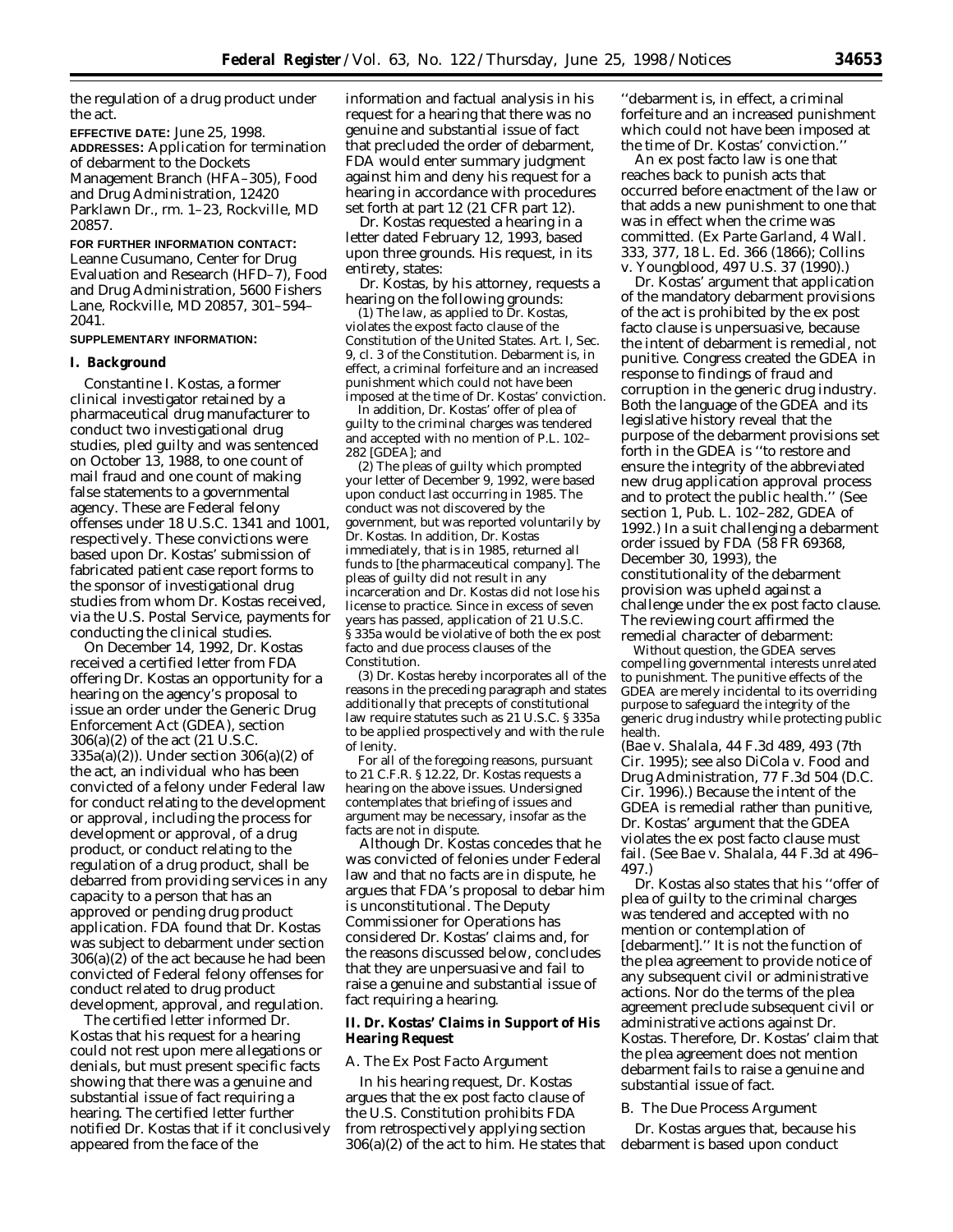the regulation of a drug product under the act.

**EFFECTIVE DATE:** June 25, 1998.

**ADDRESSES:** Application for termination of debarment to the Dockets Management Branch (HFA–305), Food and Drug Administration, 12420 Parklawn Dr., rm. 1–23, Rockville, MD 20857.

**FOR FURTHER INFORMATION CONTACT:** Leanne Cusumano, Center for Drug Evaluation and Research (HFD–7), Food and Drug Administration, 5600 Fishers Lane, Rockville, MD 20857, 301–594–2041.

**SUPPLEMENTARY INFORMATION:**

## I. Background

Constantine I. Kostas, a former clinical investigator retained by a pharmaceutical drug manufacturer to conduct two investigational drug studies, pled guilty and was sentenced on October 13, 1988, to one count of mail fraud and one count of making false statements to a governmental agency. These are Federal felony offenses under 18 U.S.C. 1341 and 1001, respectively. These convictions were based upon Dr. Kostas' submission of fabricated patient case report forms to the sponsor of investigational drug studies from whom Dr. Kostas received, via the U.S. Postal Service, payments for conducting the clinical studies.

On December 14, 1992, Dr. Kostas received a certified letter from FDA offering Dr. Kostas an opportunity for a hearing on the agency's proposal to issue an order under the Generic Drug Enforcement Act (GDEA), section 306(a)(2) of the act (21 U.S.C. 335a(a)(2)). Under section 306(a)(2) of the act, an individual who has been convicted of a felony under Federal law for conduct relating to the development or approval, including the process for development or approval, of a drug product, or conduct relating to the regulation of a drug product, shall be debarred from providing services in any capacity to a person that has an approved or pending drug product application. FDA found that Dr. Kostas was subject to debarment under section 306(a)(2) of the act because he had been convicted of Federal felony offenses for conduct related to drug product development, approval, and regulation.

The certified letter informed Dr. Kostas that his request for a hearing could not rest upon mere allegations or denials, but must present specific facts showing that there was a genuine and substantial issue of fact requiring a hearing. The certified letter further notified Dr. Kostas that if it conclusively appeared from the face of the information and factual analysis in his request for a hearing that there was no genuine and substantial issue of fact that precluded the order of debarment, FDA would enter summary judgment against him and deny his request for a hearing in accordance with procedures set forth at part 12 (21 CFR part 12).

Dr. Kostas requested a hearing in a letter dated February 12, 1993, based upon three grounds. His request, in its entirety, states:

Dr. Kostas, by his attorney, requests a hearing on the following grounds:

(1) The law, as applied to Dr. Kostas, violates the expost facto clause of the Constitution of the United States. Art. I, Sec. 9, cl. 3 of the Constitution. Debarment is, in effect, a criminal forfeiture and an increased punishment which could not have been imposed at the time of Dr. Kostas' conviction.

In addition, Dr. Kostas' offer of plea of guilty to the criminal charges was tendered and accepted with no mention of P.L. 102–282 [GDEA]; and

(2) The pleas of guilty which prompted your letter of December 9, 1992, were based upon conduct last occurring in 1985. The conduct was not discovered by the government, but was reported voluntarily by Dr. Kostas. In addition, Dr. Kostas immediately, that is in 1985, returned all funds to [the pharmaceutical company]. The pleas of guilty did not result in any incarceration and Dr. Kostas did not lose his license to practice. Since in excess of seven years has passed, application of 21 U.S.C. § 335a would be violative of both the ex post facto and due process clauses of the Constitution.

(3) Dr. Kostas hereby incorporates all of the reasons in the preceding paragraph and states additionally that precepts of constitutional law require statutes such as 21 U.S.C. § 335a to be applied prospectively and with the rule of lenity.

For all of the foregoing reasons, pursuant to 21 C.F.R. § 12.22, Dr. Kostas requests a hearing on the above issues. Undersigned contemplates that briefing of issues and argument may be necessary, insofar as the facts are not in dispute.

Although Dr. Kostas concedes that he was convicted of felonies under Federal law and that no facts are in dispute, he argues that FDA's proposal to debar him is unconstitutional. The Deputy Commissioner for Operations has considered Dr. Kostas' claims and, for the reasons discussed below, concludes that they are unpersuasive and fail to raise a genuine and substantial issue of fact requiring a hearing.

## II. Dr. Kostas' Claims in Support of His Hearing Request

### A. The Ex Post Facto Argument

In his hearing request, Dr. Kostas argues that the ex post facto clause of the U.S. Constitution prohibits FDA from retrospectively applying section 306(a)(2) of the act to him. He states that "debarment is, in effect, a criminal forfeiture and an increased punishment which could not have been imposed at the time of Dr. Kostas' conviction."

An ex post facto law is one that reaches back to punish acts that occurred before enactment of the law or that adds a new punishment to one that was in effect when the crime was committed. (*Ex Parte Garland*, 4 Wall. 333, 377, 18 L. Ed. 366 (1866); *Collins* v. *Youngblood*, 497 U.S. 37 (1990).)

Dr. Kostas' argument that application of the mandatory debarment provisions of the act is prohibited by the ex post facto clause is unpersuasive, because the intent of debarment is remedial, not punitive. Congress created the GDEA in response to findings of fraud and corruption in the generic drug industry. Both the language of the GDEA and its legislative history reveal that the purpose of the debarment provisions set forth in the GDEA is "to restore and ensure the integrity of the abbreviated new drug application approval process and to protect the public health." (See section 1, Pub. L. 102–282, GDEA of 1992.) In a suit challenging a debarment order issued by FDA (58 FR 69368, December 30, 1993), the constitutionality of the debarment provision was upheld against a challenge under the ex post facto clause. The reviewing court affirmed the remedial character of debarment:

Without question, the GDEA serves compelling governmental interests unrelated to punishment. The punitive effects of the GDEA are merely incidental to its overriding purpose to safeguard the integrity of the generic drug industry while protecting public health.

(*Bae* v. *Shalala*, 44 F.3d 489, 493 (7th Cir. 1995); see also *DiCola* v. *Food and Drug Administration*, 77 F.3d 504 (D.C. Cir. 1996).) Because the intent of the GDEA is remedial rather than punitive, Dr. Kostas' argument that the GDEA violates the ex post facto clause must fail. (See *Bae* v. *Shalala*, 44 F.3d at 496–497.)

Dr. Kostas also states that his "offer of plea of guilty to the criminal charges was tendered and accepted with no mention or contemplation of [debarment]." It is not the function of the plea agreement to provide notice of any subsequent civil or administrative actions. Nor do the terms of the plea agreement preclude subsequent civil or administrative actions against Dr. Kostas. Therefore, Dr. Kostas' claim that the plea agreement does not mention debarment fails to raise a genuine and substantial issue of fact.

### B. The Due Process Argument

Dr. Kostas argues that, because his debarment is based upon conduct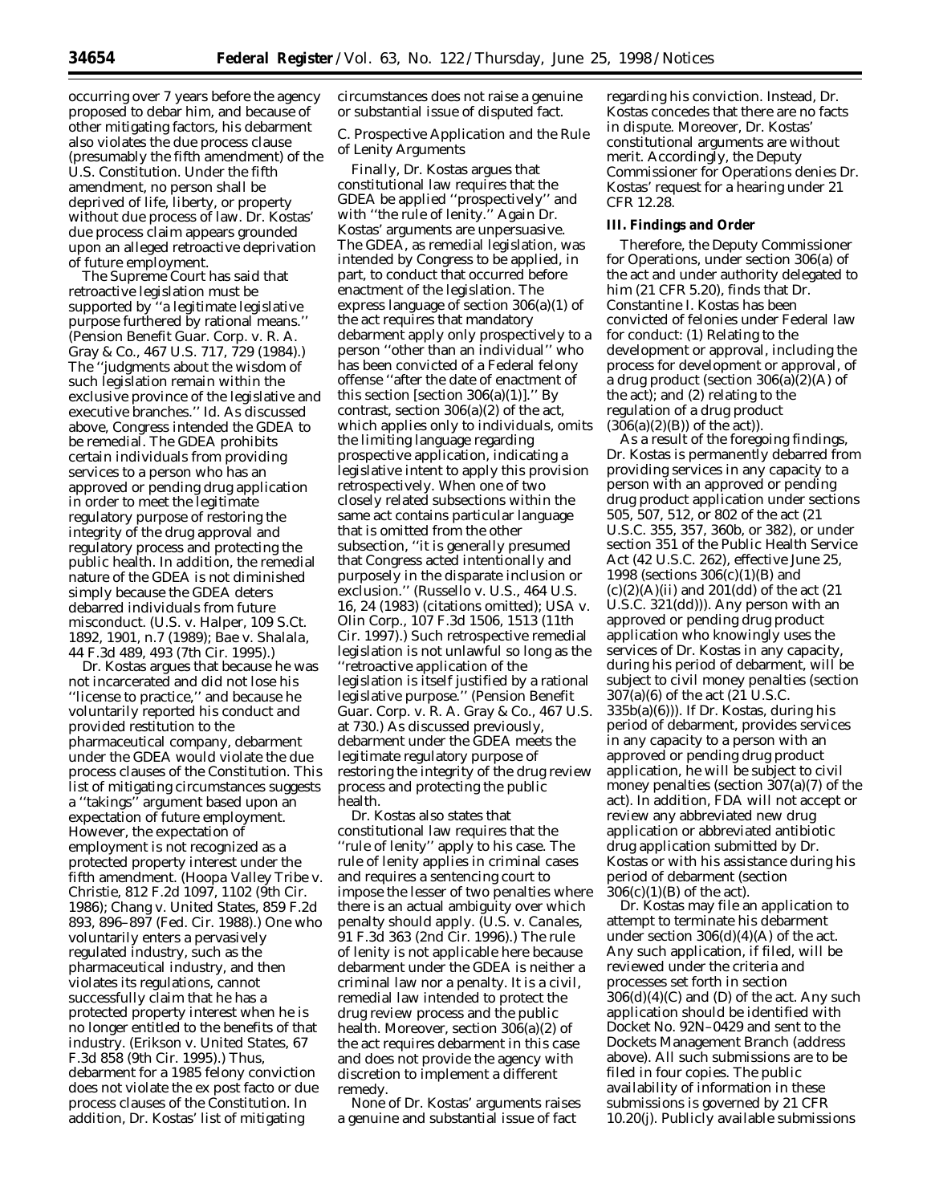occurring over 7 years before the agency proposed to debar him, and because of other mitigating factors, his debarment also violates the due process clause (presumably the fifth amendment) of the U.S. Constitution. Under the fifth amendment, no person shall be deprived of life, liberty, or property without due process of law. Dr. Kostas' due process claim appears grounded upon an alleged retroactive deprivation of future employment.

The Supreme Court has said that retroactive legislation must be supported by ''a legitimate legislative purpose furthered by rational means.'' (*Pension Benefit Guar. Corp.* v. *R. A. Gray & Co.*, 467 U.S. 717, 729 (1984).) The ''judgments about the wisdom of such legislation remain within the exclusive province of the legislative and executive branches.'' *Id.* As discussed above, Congress intended the GDEA to be remedial. The GDEA prohibits certain individuals from providing services to a person who has an approved or pending drug application in order to meet the legitimate regulatory purpose of restoring the integrity of the drug approval and regulatory process and protecting the public health. In addition, the remedial nature of the GDEA is not diminished simply because the GDEA deters debarred individuals from future misconduct. (*U.S.* v. *Halper*, 109 S.Ct. 1892, 1901, n.7 (1989); *Bae* v. *Shalala*, 44 F.3d 489, 493 (7th Cir. 1995).)

Dr. Kostas argues that because he was not incarcerated and did not lose his ''license to practice,'' and because he voluntarily reported his conduct and provided restitution to the pharmaceutical company, debarment under the GDEA would violate the due process clauses of the Constitution. This list of mitigating circumstances suggests a ''takings'' argument based upon an expectation of future employment. However, the expectation of employment is not recognized as a protected property interest under the fifth amendment. (*Hoopa Valley Tribe* v. *Christie*, 812 F.2d 1097, 1102 (9th Cir. 1986); *Chang* v. *United States*, 859 F.2d 893, 896–897 (Fed. Cir. 1988).) One who voluntarily enters a pervasively regulated industry, such as the pharmaceutical industry, and then violates its regulations, cannot successfully claim that he has a protected property interest when he is no longer entitled to the benefits of that industry. (*Erikson* v. *United States*, 67 F.3d 858 (9th Cir. 1995).) Thus, debarment for a 1985 felony conviction does not violate the ex post facto or due process clauses of the Constitution. In addition, Dr. Kostas' list of mitigating circumstances does not raise a genuine or substantial issue of disputed fact.

*C. Prospective Application and the Rule of Lenity Arguments*

Finally, Dr. Kostas argues that constitutional law requires that the GDEA be applied ''prospectively'' and with ''the rule of lenity.'' Again Dr. Kostas' arguments are unpersuasive. The GDEA, as remedial legislation, was intended by Congress to be applied, in part, to conduct that occurred before enactment of the legislation. The express language of section 306(a)(1) of the act requires that mandatory debarment apply only prospectively to a person ''other than an individual'' who has been convicted of a Federal felony offense ''after the date of enactment of this section [section 306(a)(1)].'' By contrast, section 306(a)(2) of the act, which applies only to individuals, omits the limiting language regarding prospective application, indicating a legislative intent to apply this provision retrospectively. When one of two closely related subsections within the same act contains particular language that is omitted from the other subsection, ''it is generally presumed that Congress acted intentionally and purposely in the disparate inclusion or exclusion.'' (*Russello* v. *U.S.*, 464 U.S. 16, 24 (1983) (citations omitted); *USA* v. *Olin Corp.*, 107 F.3d 1506, 1513 (11th Cir. 1997).) Such retrospective remedial legislation is not unlawful so long as the ''retroactive application of the legislation is itself justified by a rational legislative purpose.'' (*Pension Benefit Guar. Corp.* v. *R. A. Gray & Co.*, 467 U.S. at 730.) As discussed previously, debarment under the GDEA meets the legitimate regulatory purpose of restoring the integrity of the drug review process and protecting the public health.

Dr. Kostas also states that constitutional law requires that the ''rule of lenity'' apply to his case. The rule of lenity applies in criminal cases and requires a sentencing court to impose the lesser of two penalties where there is an actual ambiguity over which penalty should apply. (*U.S.* v. *Canales*, 91 F.3d 363 (2nd Cir. 1996).) The rule of lenity is not applicable here because debarment under the GDEA is neither a criminal law nor a penalty. It is a civil, remedial law intended to protect the drug review process and the public health. Moreover, section 306(a)(2) of the act requires debarment in this case and does not provide the agency with discretion to implement a different remedy.

None of Dr. Kostas' arguments raises a genuine and substantial issue of fact regarding his conviction. Instead, Dr. Kostas concedes that there are no facts in dispute. Moreover, Dr. Kostas' constitutional arguments are without merit. Accordingly, the Deputy Commissioner for Operations denies Dr. Kostas' request for a hearing under 21 CFR 12.28.

## III. Findings and Order

Therefore, the Deputy Commissioner for Operations, under section 306(a) of the act and under authority delegated to him (21 CFR 5.20), finds that Dr. Constantine I. Kostas has been convicted of felonies under Federal law for conduct: (1) Relating to the development or approval, including the process for development or approval, of a drug product (section 306(a)(2)(A) of the act); and (2) relating to the regulation of a drug product (306(a)(2)(B)) of the act)).

As a result of the foregoing findings, Dr. Kostas is permanently debarred from providing services in any capacity to a person with an approved or pending drug product application under sections 505, 507, 512, or 802 of the act (21 U.S.C. 355, 357, 360b, or 382), or under section 351 of the Public Health Service Act (42 U.S.C. 262), effective June 25, 1998 (sections 306(c)(1)(B) and (c)(2)(A)(ii) and 201(dd) of the act (21 U.S.C. 321(dd))). Any person with an approved or pending drug product application who knowingly uses the services of Dr. Kostas in any capacity, during his period of debarment, will be subject to civil money penalties (section 307(a)(6) of the act (21 U.S.C. 335b(a)(6))). If Dr. Kostas, during his period of debarment, provides services in any capacity to a person with an approved or pending drug product application, he will be subject to civil money penalties (section 307(a)(7) of the act). In addition, FDA will not accept or review any abbreviated new drug application or abbreviated antibiotic drug application submitted by Dr. Kostas or with his assistance during his period of debarment (section 306(c)(1)(B) of the act).

Dr. Kostas may file an application to attempt to terminate his debarment under section 306(d)(4)(A) of the act. Any such application, if filed, will be reviewed under the criteria and processes set forth in section 306(d)(4)(C) and (D) of the act. Any such application should be identified with Docket No. 92N–0429 and sent to the Dockets Management Branch (address above). All such submissions are to be filed in four copies. The public availability of information in these submissions is governed by 21 CFR 10.20(j). Publicly available submissions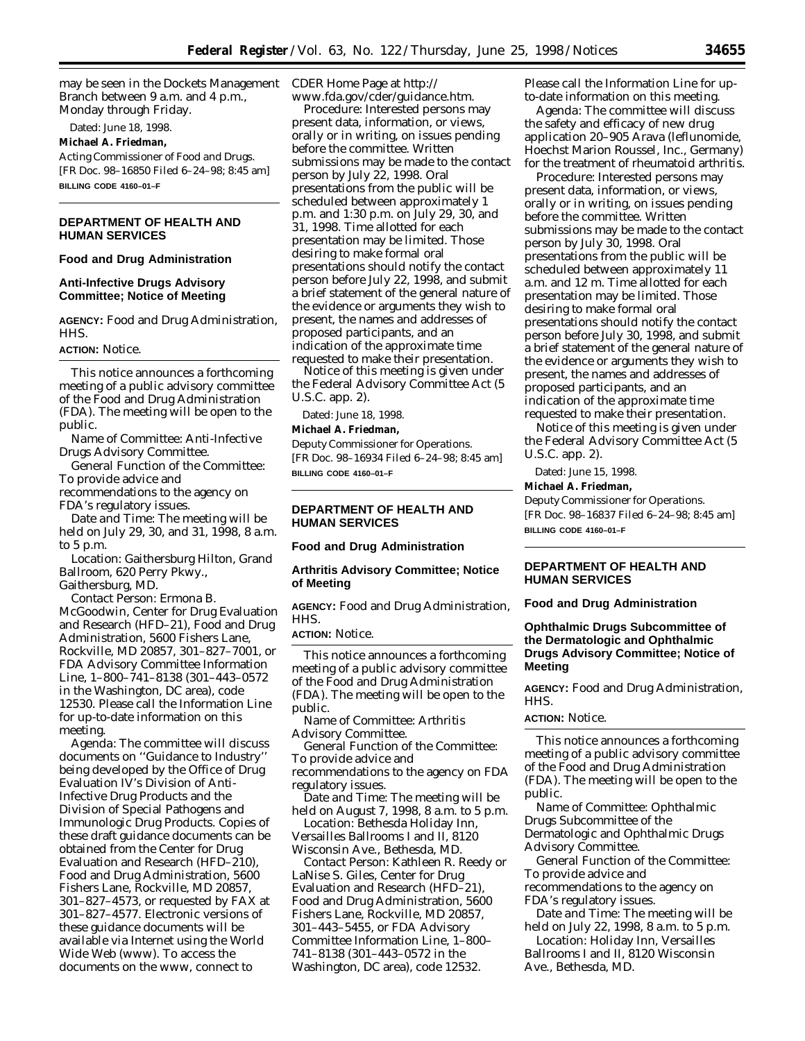may be seen in the Dockets Management Branch between 9 a.m. and 4 p.m., Monday through Friday.

Dated: June 18, 1998.

**Michael A. Friedman,**

*Acting Commissioner of Food and Drugs.*

[FR Doc. 98–16850 Filed 6–24–98; 8:45 am]

**BILLING CODE 4160–01–F**

## DEPARTMENT OF HEALTH AND HUMAN SERVICES

### Food and Drug Administration

### Anti-Infective Drugs Advisory Committee; Notice of Meeting

**AGENCY:** Food and Drug Administration, HHS.

**ACTION:** Notice.

This notice announces a forthcoming meeting of a public advisory committee of the Food and Drug Administration (FDA). The meeting will be open to the public.

*Name of Committee:* Anti-Infective Drugs Advisory Committee.

*General Function of the Committee:* To provide advice and recommendations to the agency on FDA's regulatory issues.

*Date and Time:* The meeting will be held on July 29, 30, and 31, 1998, 8 a.m. to 5 p.m.

*Location:* Gaithersburg Hilton, Grand Ballroom, 620 Perry Pkwy., Gaithersburg, MD.

*Contact Person:* Ermona B. McGoodwin, Center for Drug Evaluation and Research (HFD–21), Food and Drug Administration, 5600 Fishers Lane, Rockville, MD 20857, 301–827–7001, or FDA Advisory Committee Information Line, 1–800–741–8138 (301–443–0572 in the Washington, DC area), code 12530. Please call the Information Line for up-to-date information on this meeting.

*Agenda:* The committee will discuss documents on ''Guidance to Industry'' being developed by the Office of Drug Evaluation IV's Division of Anti-Infective Drug Products and the Division of Special Pathogens and Immunologic Drug Products. Copies of these draft guidance documents can be obtained from the Center for Drug Evaluation and Research (HFD–210), Food and Drug Administration, 5600 Fishers Lane, Rockville, MD 20857, 301–827–4573, or requested by FAX at 301–827–4577. Electronic versions of these guidance documents will be available via Internet using the World Wide Web (www). To access the documents on the www, connect to CDER Home Page at http://www.fda.gov/cder/guidance.htm.

*Procedure:* Interested persons may present data, information, or views, orally or in writing, on issues pending before the committee. Written submissions may be made to the contact person by July 22, 1998. Oral presentations from the public will be scheduled between approximately 1 p.m. and 1:30 p.m. on July 29, 30, and 31, 1998. Time allotted for each presentation may be limited. Those desiring to make formal oral presentations should notify the contact person before July 22, 1998, and submit a brief statement of the general nature of the evidence or arguments they wish to present, the names and addresses of proposed participants, and an indication of the approximate time requested to make their presentation.

Notice of this meeting is given under the Federal Advisory Committee Act (5 U.S.C. app. 2).

Dated: June 18, 1998.

**Michael A. Friedman,**

*Deputy Commissioner for Operations.*

[FR Doc. 98–16934 Filed 6–24–98; 8:45 am]

**BILLING CODE 4160–01–F**

## DEPARTMENT OF HEALTH AND HUMAN SERVICES

### Food and Drug Administration

### Arthritis Advisory Committee; Notice of Meeting

**AGENCY:** Food and Drug Administration, HHS.

**ACTION:** Notice.

This notice announces a forthcoming meeting of a public advisory committee of the Food and Drug Administration (FDA). The meeting will be open to the public.

*Name of Committee:* Arthritis Advisory Committee.

*General Function of the Committee:* To provide advice and recommendations to the agency on FDA regulatory issues.

*Date and Time:* The meeting will be held on August 7, 1998, 8 a.m. to 5 p.m.

*Location:* Bethesda Holiday Inn, Versailles Ballrooms I and II, 8120 Wisconsin Ave., Bethesda, MD.

*Contact Person:* Kathleen R. Reedy or LaNise S. Giles, Center for Drug Evaluation and Research (HFD–21), Food and Drug Administration, 5600 Fishers Lane, Rockville, MD 20857, 301–443–5455, or FDA Advisory Committee Information Line, 1–800–741–8138 (301–443–0572 in the Washington, DC area), code 12532. Please call the Information Line for up-to-date information on this meeting.

*Agenda:* The committee will discuss the safety and efficacy of new drug application 20–905 Arava (leflunomide, Hoechst Marion Roussel, Inc., Germany) for the treatment of rheumatoid arthritis.

*Procedure:* Interested persons may present data, information, or views, orally or in writing, on issues pending before the committee. Written submissions may be made to the contact person by July 30, 1998. Oral presentations from the public will be scheduled between approximately 11 a.m. and 12 m. Time allotted for each presentation may be limited. Those desiring to make formal oral presentations should notify the contact person before July 30, 1998, and submit a brief statement of the general nature of the evidence or arguments they wish to present, the names and addresses of proposed participants, and an indication of the approximate time requested to make their presentation.

Notice of this meeting is given under the Federal Advisory Committee Act (5 U.S.C. app. 2).

Dated: June 15, 1998.

**Michael A. Friedman,**

*Deputy Commissioner for Operations.*

[FR Doc. 98–16837 Filed 6–24–98; 8:45 am]

**BILLING CODE 4160–01–F**

## DEPARTMENT OF HEALTH AND HUMAN SERVICES

### Food and Drug Administration

### Ophthalmic Drugs Subcommittee of the Dermatologic and Ophthalmic Drugs Advisory Committee; Notice of Meeting

**AGENCY:** Food and Drug Administration, HHS.

**ACTION:** Notice.

This notice announces a forthcoming meeting of a public advisory committee of the Food and Drug Administration (FDA). The meeting will be open to the public.

*Name of Committee:* Ophthalmic Drugs Subcommittee of the Dermatologic and Ophthalmic Drugs Advisory Committee.

*General Function of the Committee:* To provide advice and recommendations to the agency on FDA's regulatory issues.

*Date and Time:* The meeting will be held on July 22, 1998, 8 a.m. to 5 p.m.

*Location:* Holiday Inn, Versailles Ballrooms I and II, 8120 Wisconsin Ave., Bethesda, MD.